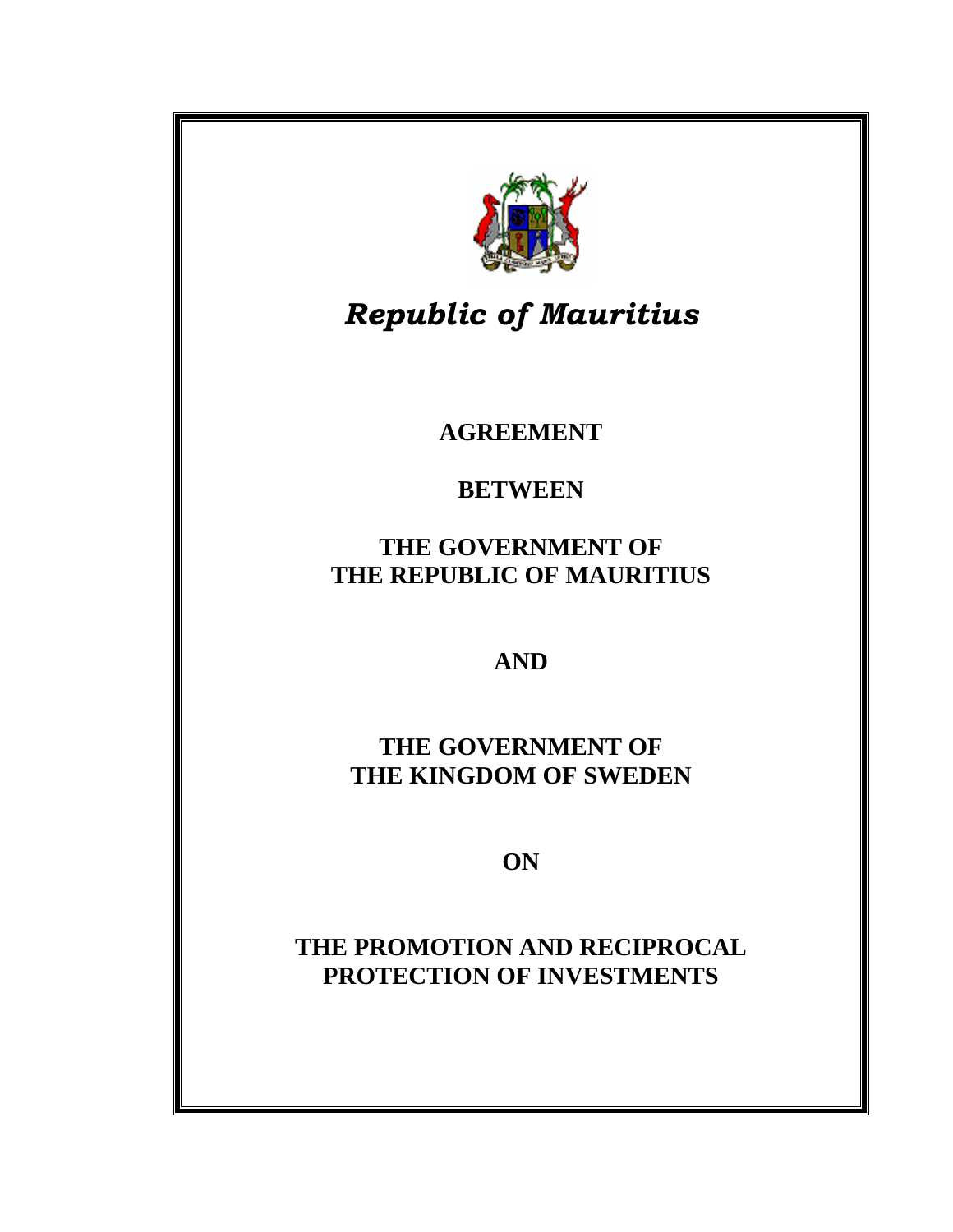*Republic of Mauritius*

**AGREEMENT**

**BETWEEN**

**THE GOVERNMENT OF THE REPUBLIC OF MAURITIUS**

**AND**

**THE GOVERNMENT OF THE KINGDOM OF SWEDEN**

**ON**

**THE PROMOTION AND RECIPROCAL PROTECTION OF INVESTMENTS**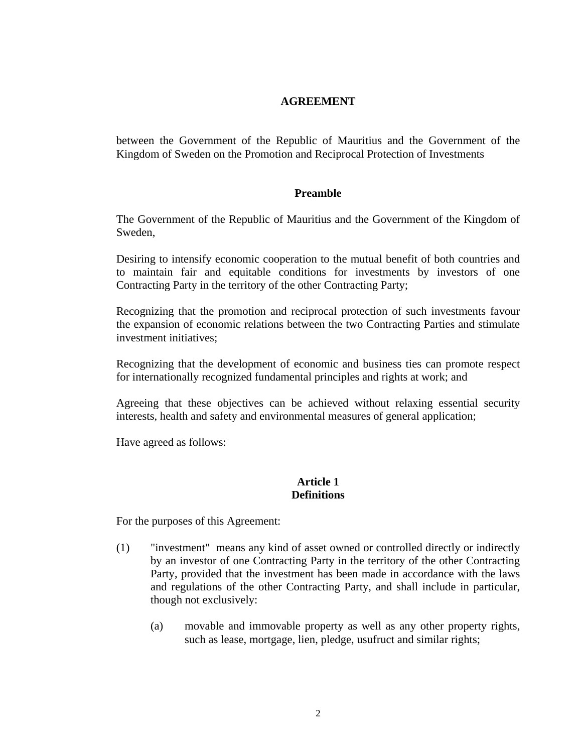# AGREEMENT

between the Government of the Republic of Mauritius and the Government of the Kingdom of Sweden on the Promotion and Reciprocal Protection of Investments

## Preamble

The Government of the Republic of Mauritius and the Government of the Kingdom of Sweden,

Desiring to intensify economic cooperation to the mutual benefit of both countries and to maintain fair and equitable conditions for investments by investors of one Contracting Party in the territory of the other Contracting Party;

Recognizing that the promotion and reciprocal protection of such investments favour the expansion of economic relations between the two Contracting Parties and stimulate investment initiatives;

Recognizing that the development of economic and business ties can promote respect for internationally recognized fundamental principles and rights at work; and

Agreeing that these objectives can be achieved without relaxing essential security interests, health and safety and environmental measures of general application;

Have agreed as follows:

## Article 1
## Definitions

For the purposes of this Agreement:

(1) "investment" means any kind of asset owned or controlled directly or indirectly by an investor of one Contracting Party in the territory of the other Contracting Party, provided that the investment has been made in accordance with the laws and regulations of the other Contracting Party, and shall include in particular, though not exclusively:

   (a) movable and immovable property as well as any other property rights, such as lease, mortgage, lien, pledge, usufruct and similar rights;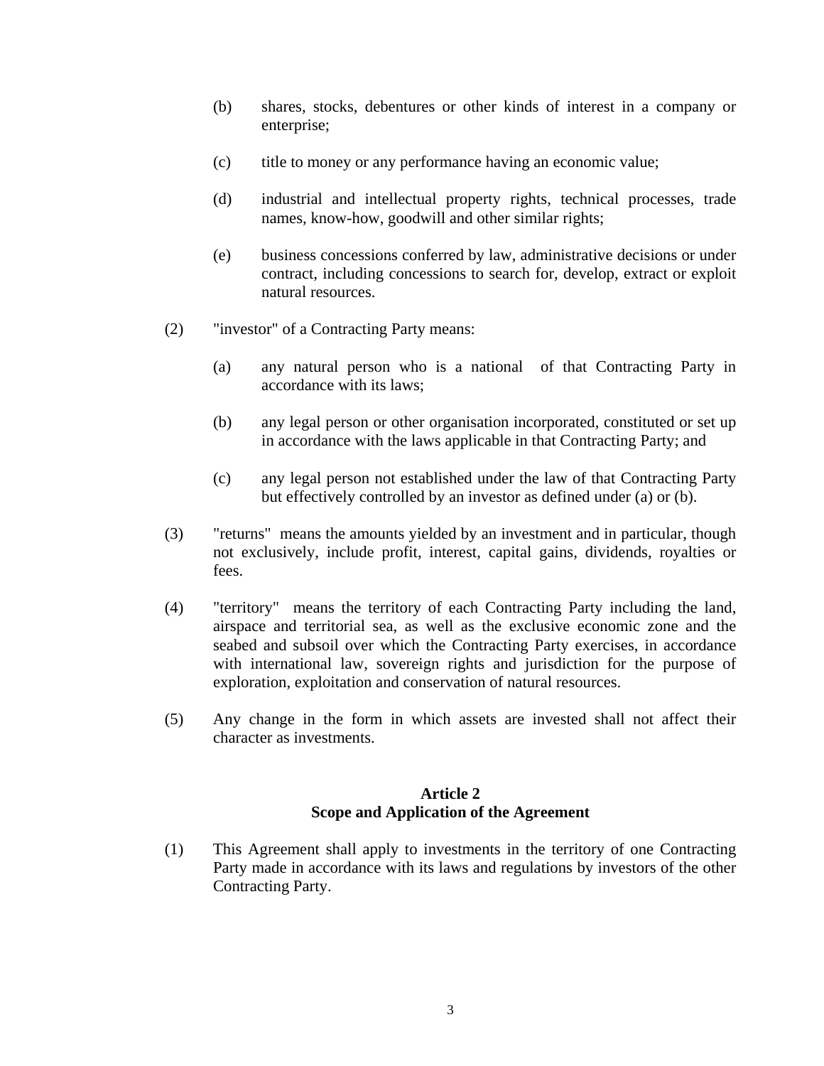(b) shares, stocks, debentures or other kinds of interest in a company or enterprise;

(c) title to money or any performance having an economic value;

(d) industrial and intellectual property rights, technical processes, trade names, know-how, goodwill and other similar rights;

(e) business concessions conferred by law, administrative decisions or under contract, including concessions to search for, develop, extract or exploit natural resources.

(2) "investor" of a Contracting Party means:

(a) any natural person who is a national of that Contracting Party in accordance with its laws;

(b) any legal person or other organisation incorporated, constituted or set up in accordance with the laws applicable in that Contracting Party; and

(c) any legal person not established under the law of that Contracting Party but effectively controlled by an investor as defined under (a) or (b).

(3) "returns" means the amounts yielded by an investment and in particular, though not exclusively, include profit, interest, capital gains, dividends, royalties or fees.

(4) "territory" means the territory of each Contracting Party including the land, airspace and territorial sea, as well as the exclusive economic zone and the seabed and subsoil over which the Contracting Party exercises, in accordance with international law, sovereign rights and jurisdiction for the purpose of exploration, exploitation and conservation of natural resources.

(5) Any change in the form in which assets are invested shall not affect their character as investments.

## Article 2
## Scope and Application of the Agreement

(1) This Agreement shall apply to investments in the territory of one Contracting Party made in accordance with its laws and regulations by investors of the other Contracting Party.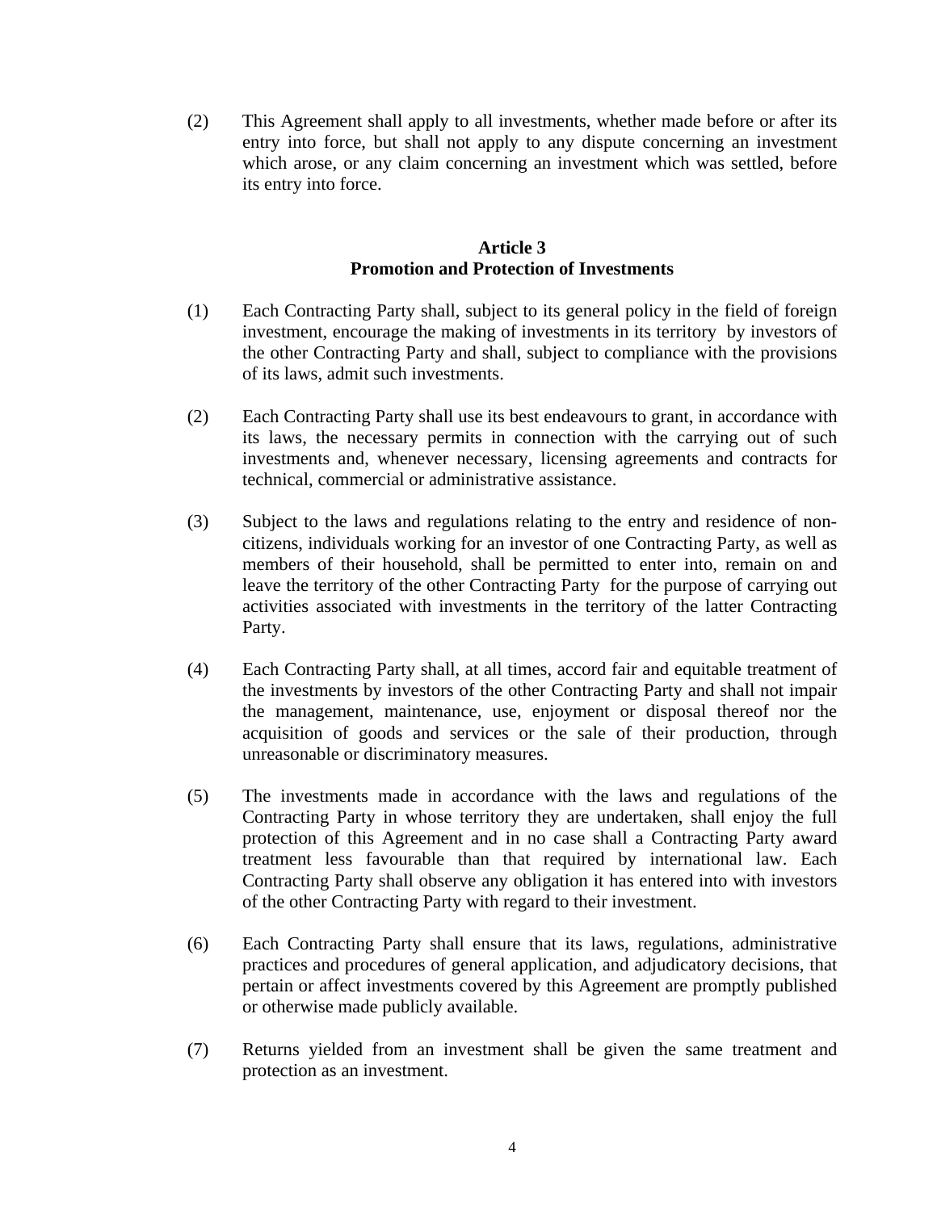(2) This Agreement shall apply to all investments, whether made before or after its entry into force, but shall not apply to any dispute concerning an investment which arose, or any claim concerning an investment which was settled, before its entry into force.

### Article 3
### Promotion and Protection of Investments

(1) Each Contracting Party shall, subject to its general policy in the field of foreign investment, encourage the making of investments in its territory by investors of the other Contracting Party and shall, subject to compliance with the provisions of its laws, admit such investments.

(2) Each Contracting Party shall use its best endeavours to grant, in accordance with its laws, the necessary permits in connection with the carrying out of such investments and, whenever necessary, licensing agreements and contracts for technical, commercial or administrative assistance.

(3) Subject to the laws and regulations relating to the entry and residence of non-citizens, individuals working for an investor of one Contracting Party, as well as members of their household, shall be permitted to enter into, remain on and leave the territory of the other Contracting Party for the purpose of carrying out activities associated with investments in the territory of the latter Contracting Party.

(4) Each Contracting Party shall, at all times, accord fair and equitable treatment of the investments by investors of the other Contracting Party and shall not impair the management, maintenance, use, enjoyment or disposal thereof nor the acquisition of goods and services or the sale of their production, through unreasonable or discriminatory measures.

(5) The investments made in accordance with the laws and regulations of the Contracting Party in whose territory they are undertaken, shall enjoy the full protection of this Agreement and in no case shall a Contracting Party award treatment less favourable than that required by international law. Each Contracting Party shall observe any obligation it has entered into with investors of the other Contracting Party with regard to their investment.

(6) Each Contracting Party shall ensure that its laws, regulations, administrative practices and procedures of general application, and adjudicatory decisions, that pertain or affect investments covered by this Agreement are promptly published or otherwise made publicly available.

(7) Returns yielded from an investment shall be given the same treatment and protection as an investment.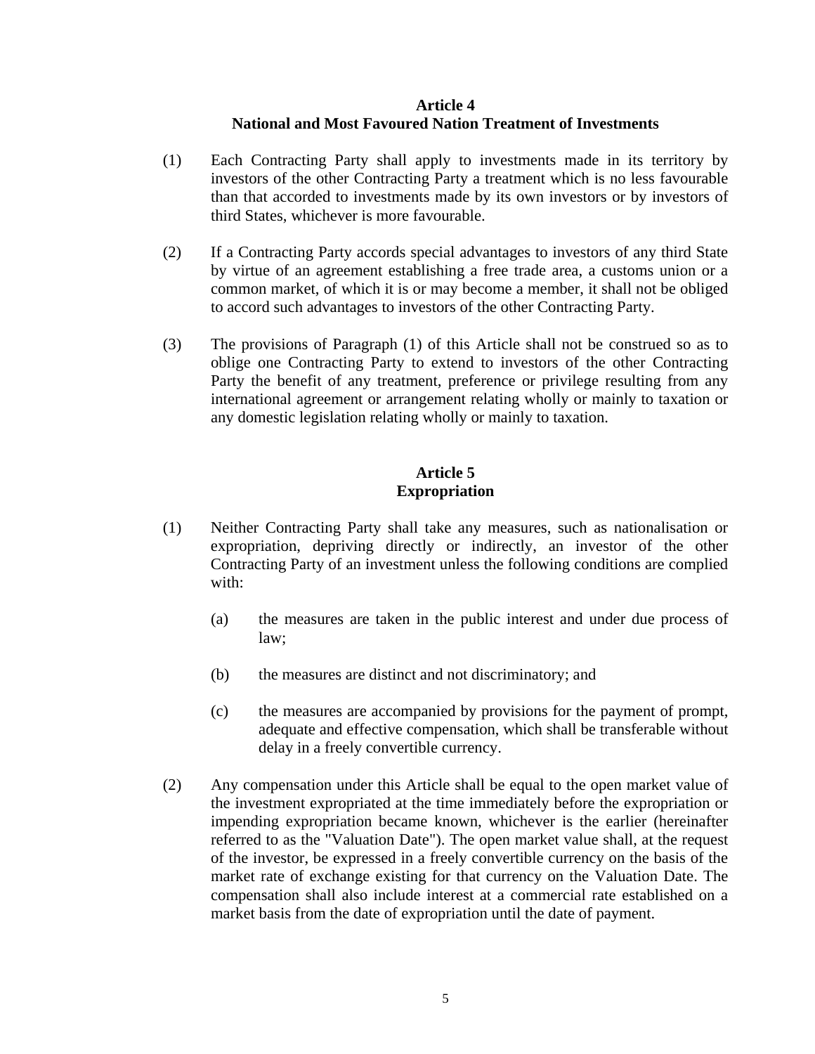## Article 4
## National and Most Favoured Nation Treatment of Investments

(1) Each Contracting Party shall apply to investments made in its territory by investors of the other Contracting Party a treatment which is no less favourable than that accorded to investments made by its own investors or by investors of third States, whichever is more favourable.

(2) If a Contracting Party accords special advantages to investors of any third State by virtue of an agreement establishing a free trade area, a customs union or a common market, of which it is or may become a member, it shall not be obliged to accord such advantages to investors of the other Contracting Party.

(3) The provisions of Paragraph (1) of this Article shall not be construed so as to oblige one Contracting Party to extend to investors of the other Contracting Party the benefit of any treatment, preference or privilege resulting from any international agreement or arrangement relating wholly or mainly to taxation or any domestic legislation relating wholly or mainly to taxation.

## Article 5
## Expropriation

(1) Neither Contracting Party shall take any measures, such as nationalisation or expropriation, depriving directly or indirectly, an investor of the other Contracting Party of an investment unless the following conditions are complied with:

   (a) the measures are taken in the public interest and under due process of law;

   (b) the measures are distinct and not discriminatory; and

   (c) the measures are accompanied by provisions for the payment of prompt, adequate and effective compensation, which shall be transferable without delay in a freely convertible currency.

(2) Any compensation under this Article shall be equal to the open market value of the investment expropriated at the time immediately before the expropriation or impending expropriation became known, whichever is the earlier (hereinafter referred to as the "Valuation Date"). The open market value shall, at the request of the investor, be expressed in a freely convertible currency on the basis of the market rate of exchange existing for that currency on the Valuation Date. The compensation shall also include interest at a commercial rate established on a market basis from the date of expropriation until the date of payment.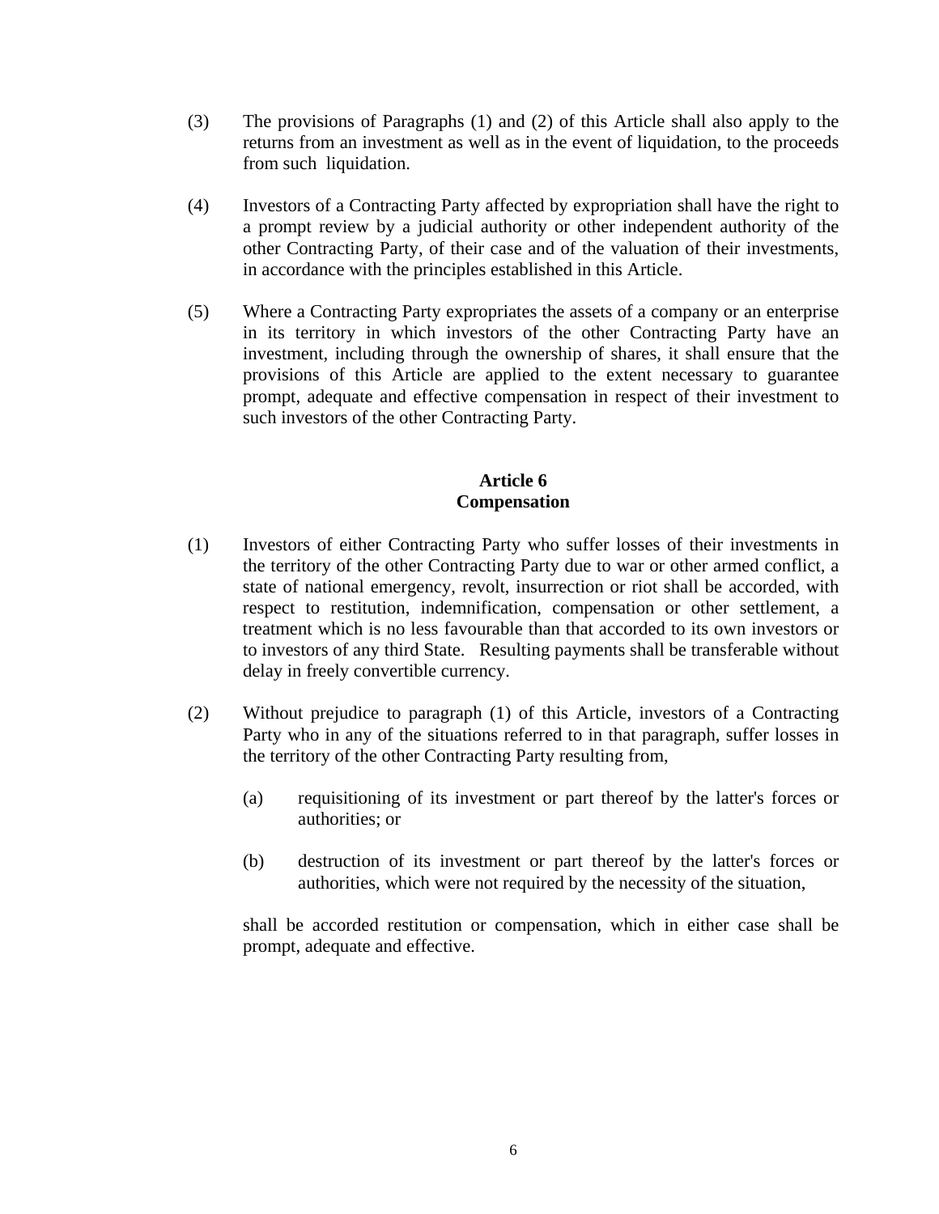(3) The provisions of Paragraphs (1) and (2) of this Article shall also apply to the returns from an investment as well as in the event of liquidation, to the proceeds from such liquidation.

(4) Investors of a Contracting Party affected by expropriation shall have the right to a prompt review by a judicial authority or other independent authority of the other Contracting Party, of their case and of the valuation of their investments, in accordance with the principles established in this Article.

(5) Where a Contracting Party expropriates the assets of a company or an enterprise in its territory in which investors of the other Contracting Party have an investment, including through the ownership of shares, it shall ensure that the provisions of this Article are applied to the extent necessary to guarantee prompt, adequate and effective compensation in respect of their investment to such investors of the other Contracting Party.

**Article 6**
**Compensation**

(1) Investors of either Contracting Party who suffer losses of their investments in the territory of the other Contracting Party due to war or other armed conflict, a state of national emergency, revolt, insurrection or riot shall be accorded, with respect to restitution, indemnification, compensation or other settlement, a treatment which is no less favourable than that accorded to its own investors or to investors of any third State. Resulting payments shall be transferable without delay in freely convertible currency.

(2) Without prejudice to paragraph (1) of this Article, investors of a Contracting Party who in any of the situations referred to in that paragraph, suffer losses in the territory of the other Contracting Party resulting from,

(a) requisitioning of its investment or part thereof by the latter's forces or authorities; or

(b) destruction of its investment or part thereof by the latter's forces or authorities, which were not required by the necessity of the situation,

shall be accorded restitution or compensation, which in either case shall be prompt, adequate and effective.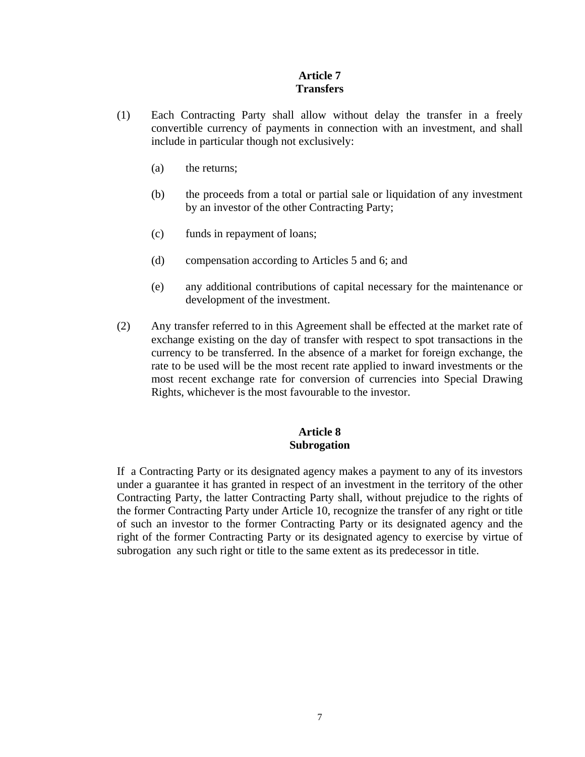## Article 7
## Transfers

(1) Each Contracting Party shall allow without delay the transfer in a freely convertible currency of payments in connection with an investment, and shall include in particular though not exclusively:

   (a) the returns;

   (b) the proceeds from a total or partial sale or liquidation of any investment by an investor of the other Contracting Party;

   (c) funds in repayment of loans;

   (d) compensation according to Articles 5 and 6; and

   (e) any additional contributions of capital necessary for the maintenance or development of the investment.

(2) Any transfer referred to in this Agreement shall be effected at the market rate of exchange existing on the day of transfer with respect to spot transactions in the currency to be transferred. In the absence of a market for foreign exchange, the rate to be used will be the most recent rate applied to inward investments or the most recent exchange rate for conversion of currencies into Special Drawing Rights, whichever is the most favourable to the investor.

## Article 8
## Subrogation

If a Contracting Party or its designated agency makes a payment to any of its investors under a guarantee it has granted in respect of an investment in the territory of the other Contracting Party, the latter Contracting Party shall, without prejudice to the rights of the former Contracting Party under Article 10, recognize the transfer of any right or title of such an investor to the former Contracting Party or its designated agency and the right of the former Contracting Party or its designated agency to exercise by virtue of subrogation any such right or title to the same extent as its predecessor in title.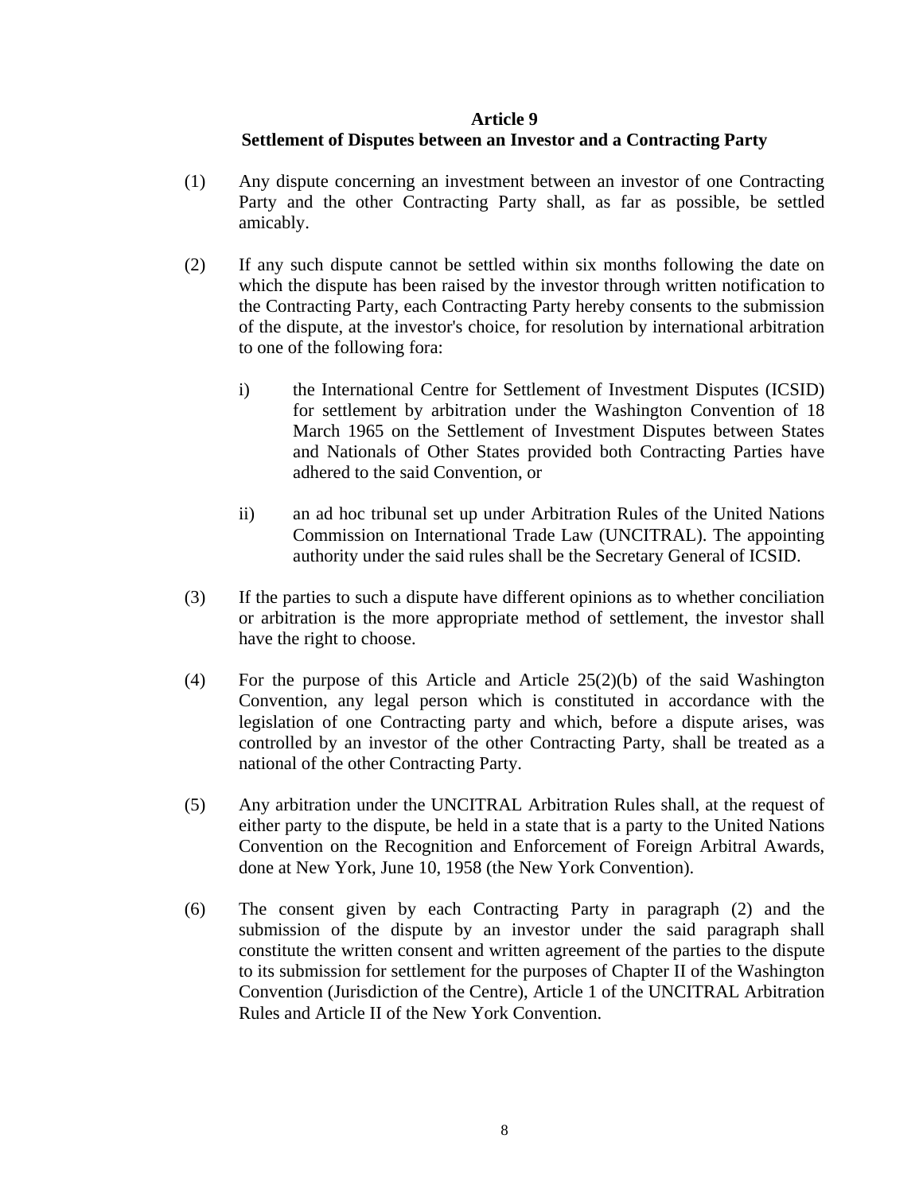### Article 9
### Settlement of Disputes between an Investor and a Contracting Party

(1) Any dispute concerning an investment between an investor of one Contracting Party and the other Contracting Party shall, as far as possible, be settled amicably.

(2) If any such dispute cannot be settled within six months following the date on which the dispute has been raised by the investor through written notification to the Contracting Party, each Contracting Party hereby consents to the submission of the dispute, at the investor's choice, for resolution by international arbitration to one of the following fora:

i) the International Centre for Settlement of Investment Disputes (ICSID) for settlement by arbitration under the Washington Convention of 18 March 1965 on the Settlement of Investment Disputes between States and Nationals of Other States provided both Contracting Parties have adhered to the said Convention, or

ii) an ad hoc tribunal set up under Arbitration Rules of the United Nations Commission on International Trade Law (UNCITRAL). The appointing authority under the said rules shall be the Secretary General of ICSID.

(3) If the parties to such a dispute have different opinions as to whether conciliation or arbitration is the more appropriate method of settlement, the investor shall have the right to choose.

(4) For the purpose of this Article and Article 25(2)(b) of the said Washington Convention, any legal person which is constituted in accordance with the legislation of one Contracting party and which, before a dispute arises, was controlled by an investor of the other Contracting Party, shall be treated as a national of the other Contracting Party.

(5) Any arbitration under the UNCITRAL Arbitration Rules shall, at the request of either party to the dispute, be held in a state that is a party to the United Nations Convention on the Recognition and Enforcement of Foreign Arbitral Awards, done at New York, June 10, 1958 (the New York Convention).

(6) The consent given by each Contracting Party in paragraph (2) and the submission of the dispute by an investor under the said paragraph shall constitute the written consent and written agreement of the parties to the dispute to its submission for settlement for the purposes of Chapter II of the Washington Convention (Jurisdiction of the Centre), Article 1 of the UNCITRAL Arbitration Rules and Article II of the New York Convention.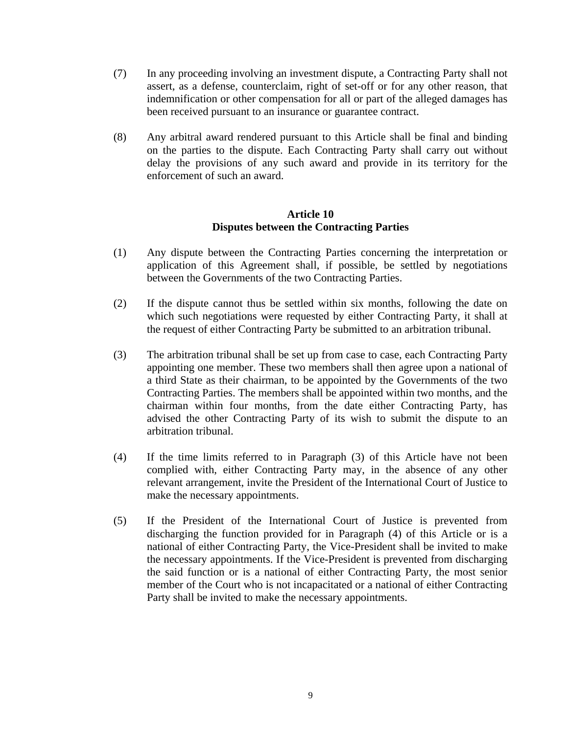(7) In any proceeding involving an investment dispute, a Contracting Party shall not assert, as a defense, counterclaim, right of set-off or for any other reason, that indemnification or other compensation for all or part of the alleged damages has been received pursuant to an insurance or guarantee contract.

(8) Any arbitral award rendered pursuant to this Article shall be final and binding on the parties to the dispute. Each Contracting Party shall carry out without delay the provisions of any such award and provide in its territory for the enforcement of such an award.

## Article 10
## Disputes between the Contracting Parties

(1) Any dispute between the Contracting Parties concerning the interpretation or application of this Agreement shall, if possible, be settled by negotiations between the Governments of the two Contracting Parties.

(2) If the dispute cannot thus be settled within six months, following the date on which such negotiations were requested by either Contracting Party, it shall at the request of either Contracting Party be submitted to an arbitration tribunal.

(3) The arbitration tribunal shall be set up from case to case, each Contracting Party appointing one member. These two members shall then agree upon a national of a third State as their chairman, to be appointed by the Governments of the two Contracting Parties. The members shall be appointed within two months, and the chairman within four months, from the date either Contracting Party, has advised the other Contracting Party of its wish to submit the dispute to an arbitration tribunal.

(4) If the time limits referred to in Paragraph (3) of this Article have not been complied with, either Contracting Party may, in the absence of any other relevant arrangement, invite the President of the International Court of Justice to make the necessary appointments.

(5) If the President of the International Court of Justice is prevented from discharging the function provided for in Paragraph (4) of this Article or is a national of either Contracting Party, the Vice-President shall be invited to make the necessary appointments. If the Vice-President is prevented from discharging the said function or is a national of either Contracting Party, the most senior member of the Court who is not incapacitated or a national of either Contracting Party shall be invited to make the necessary appointments.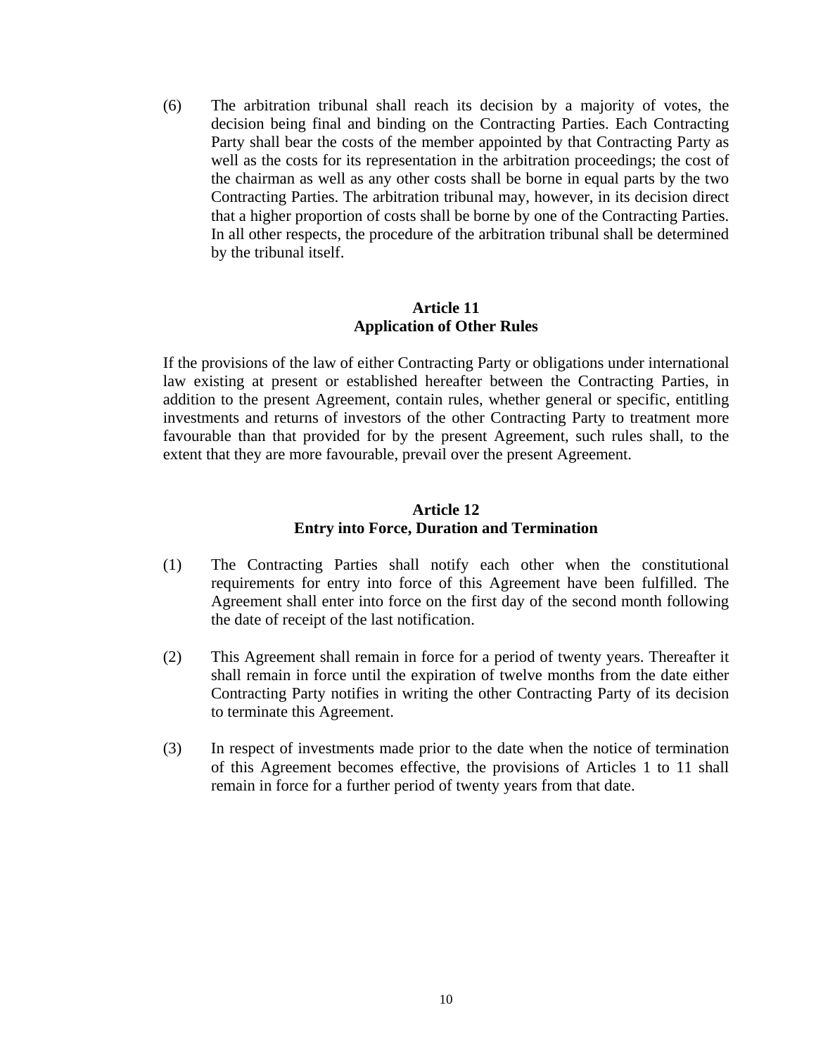(6) The arbitration tribunal shall reach its decision by a majority of votes, the decision being final and binding on the Contracting Parties. Each Contracting Party shall bear the costs of the member appointed by that Contracting Party as well as the costs for its representation in the arbitration proceedings; the cost of the chairman as well as any other costs shall be borne in equal parts by the two Contracting Parties. The arbitration tribunal may, however, in its decision direct that a higher proportion of costs shall be borne by one of the Contracting Parties. In all other respects, the procedure of the arbitration tribunal shall be determined by the tribunal itself.

## Article 11
## Application of Other Rules

If the provisions of the law of either Contracting Party or obligations under international law existing at present or established hereafter between the Contracting Parties, in addition to the present Agreement, contain rules, whether general or specific, entitling investments and returns of investors of the other Contracting Party to treatment more favourable than that provided for by the present Agreement, such rules shall, to the extent that they are more favourable, prevail over the present Agreement.

## Article 12
## Entry into Force, Duration and Termination

(1) The Contracting Parties shall notify each other when the constitutional requirements for entry into force of this Agreement have been fulfilled. The Agreement shall enter into force on the first day of the second month following the date of receipt of the last notification.

(2) This Agreement shall remain in force for a period of twenty years. Thereafter it shall remain in force until the expiration of twelve months from the date either Contracting Party notifies in writing the other Contracting Party of its decision to terminate this Agreement.

(3) In respect of investments made prior to the date when the notice of termination of this Agreement becomes effective, the provisions of Articles 1 to 11 shall remain in force for a further period of twenty years from that date.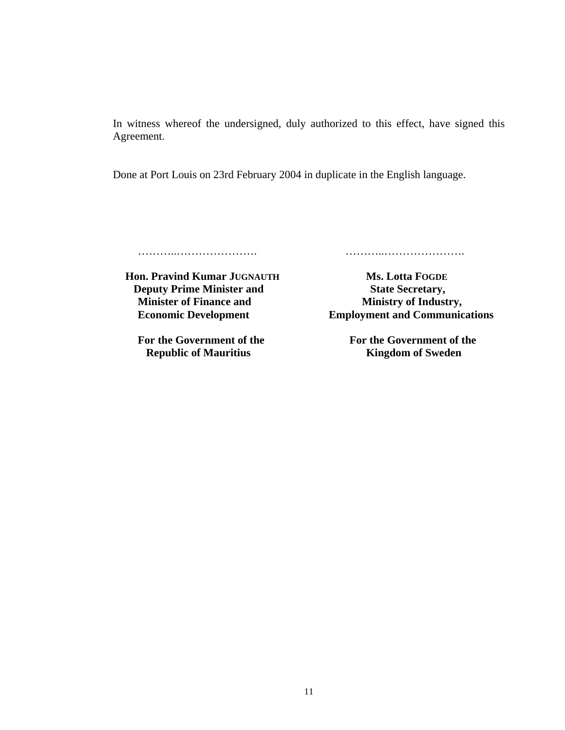In witness whereof the undersigned, duly authorized to this effect, have signed this Agreement.

Done at Port Louis on 23rd February 2004 in duplicate in the English language.

| ………..…………………. | ………..…………………. |
| --- | --- |
| **Hon. Pravind Kumar JUGNAUTH**<br>**Deputy Prime Minister and Minister of Finance and Economic Development** | **Ms. Lotta FOGDE**<br>**State Secretary, Ministry of Industry, Employment and Communications** |
| **For the Government of the Republic of Mauritius** | **For the Government of the Kingdom of Sweden** |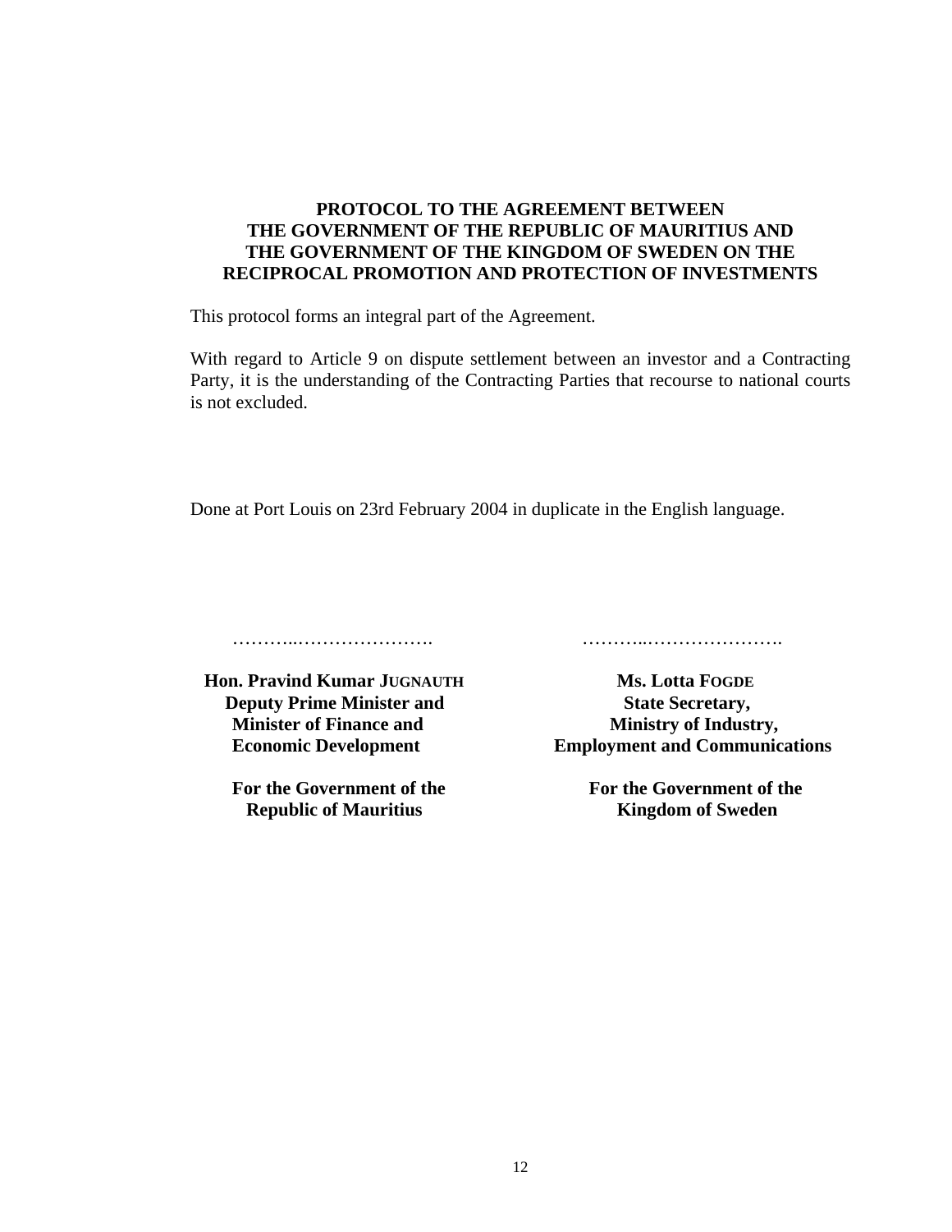# PROTOCOL TO THE AGREEMENT BETWEEN THE GOVERNMENT OF THE REPUBLIC OF MAURITIUS AND THE GOVERNMENT OF THE KINGDOM OF SWEDEN ON THE RECIPROCAL PROMOTION AND PROTECTION OF INVESTMENTS

This protocol forms an integral part of the Agreement.

With regard to Article 9 on dispute settlement between an investor and a Contracting Party, it is the understanding of the Contracting Parties that recourse to national courts is not excluded.

Done at Port Louis on 23rd February 2004 in duplicate in the English language.

| | |
|---|---|
| ………..…………………. | ………..…………………. |
| **Hon. Pravind Kumar JUGNAUTH** | **Ms. Lotta FOGDE** |
| **Deputy Prime Minister and Minister of Finance and Economic Development** | **State Secretary, Ministry of Industry, Employment and Communications** |
| **For the Government of the Republic of Mauritius** | **For the Government of the Kingdom of Sweden** |